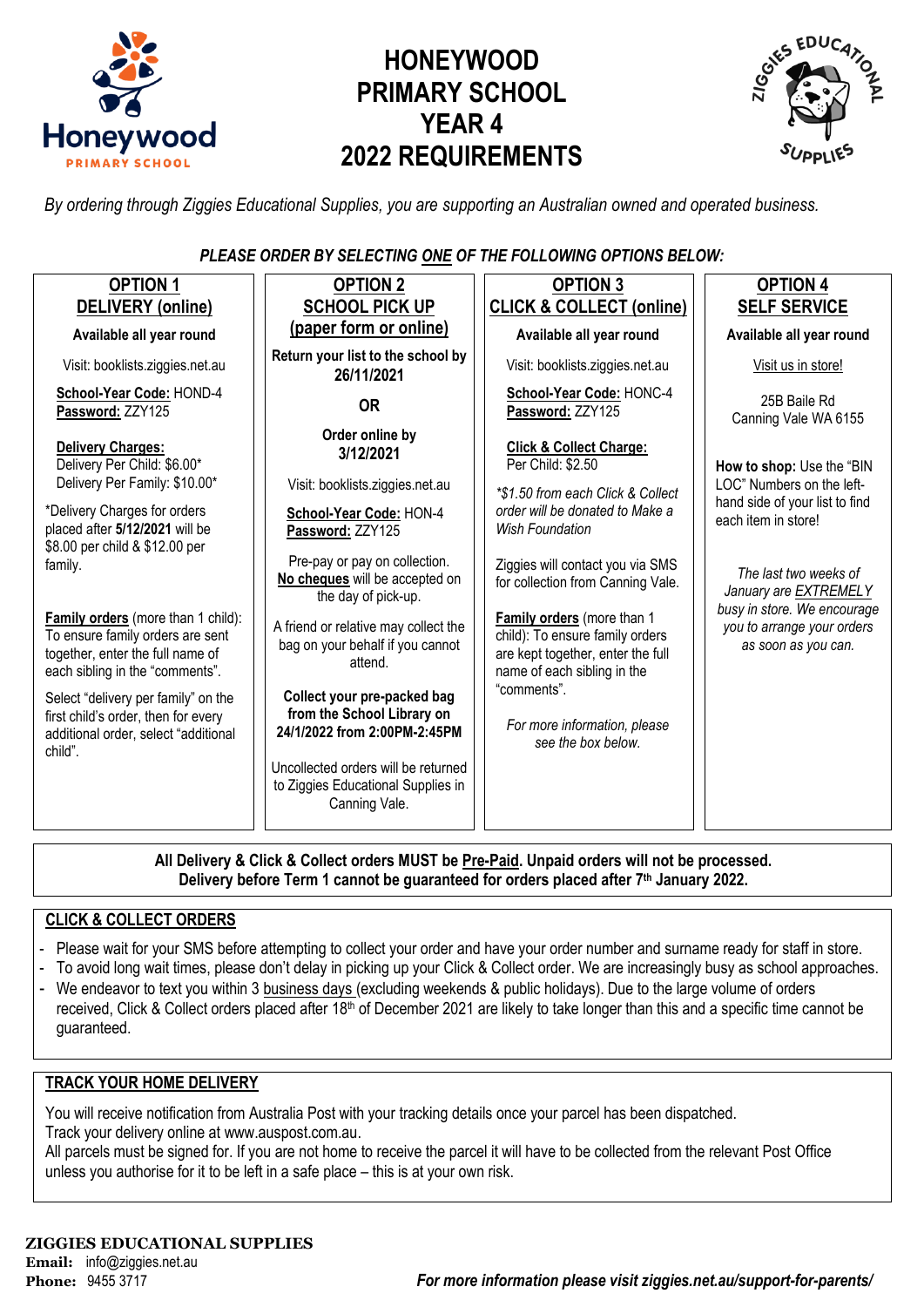# HONEYWOOD PRIMARY SCHOOL YEAR 4 2022 REQUIREMENTS

*By ordering through Ziggies Educational Supplies, you are supporting an Australian owned and operated business.*

***PLEASE ORDER BY SELECTING ONE OF THE FOLLOWING OPTIONS BELOW:***

## OPTION 1 – DELIVERY (online)

**Available all year round**

Visit: booklists.ziggies.net.au

**School-Year Code:** HOND-4
**Password:** ZZY125

**Delivery Charges:**
Delivery Per Child: $6.00*
Delivery Per Family: $10.00*

*Delivery Charges for orders placed after **5/12/2021** will be $8.00 per child & $12.00 per family.

**Family orders** (more than 1 child): To ensure family orders are sent together, enter the full name of each sibling in the "comments".

Select "delivery per family" on the first child's order, then for every additional order, select "additional child".

## OPTION 2 – SCHOOL PICK UP (paper form or online)

**Return your list to the school by 26/11/2021**

**OR**

**Order online by 3/12/2021**

Visit: booklists.ziggies.net.au

**School-Year Code:** HON-4
**Password:** ZZY125

Pre-pay or pay on collection. **No cheques** will be accepted on the day of pick-up.

A friend or relative may collect the bag on your behalf if you cannot attend.

**Collect your pre-packed bag from the School Library on 24/1/2022 from 2:00PM-2:45PM**

Uncollected orders will be returned to Ziggies Educational Supplies in Canning Vale.

## OPTION 3 – CLICK & COLLECT (online)

**Available all year round**

Visit: booklists.ziggies.net.au

**School-Year Code:** HONC-4
**Password:** ZZY125

**Click & Collect Charge:**
Per Child: $2.50

*\*$1.50 from each Click & Collect order will be donated to Make a Wish Foundation*

Ziggies will contact you via SMS for collection from Canning Vale.

**Family orders** (more than 1 child): To ensure family orders are kept together, enter the full name of each sibling in the "comments".

*For more information, please see the box below.*

## OPTION 4 – SELF SERVICE

**Available all year round**

Visit us in store!

25B Baile Rd
Canning Vale WA 6155

**How to shop:** Use the "BIN LOC" Numbers on the left-hand side of your list to find each item in store!

*The last two weeks of January are EXTREMELY busy in store. We encourage you to arrange your orders as soon as you can.*

---

**All Delivery & Click & Collect orders MUST be Pre-Paid. Unpaid orders will not be processed.**
**Delivery before Term 1 cannot be guaranteed for orders placed after 7th January 2022.**

## CLICK & COLLECT ORDERS

- Please wait for your SMS before attempting to collect your order and have your order number and surname ready for staff in store.
- To avoid long wait times, please don't delay in picking up your Click & Collect order. We are increasingly busy as school approaches.
- We endeavor to text you within 3 business days (excluding weekends & public holidays). Due to the large volume of orders received, Click & Collect orders placed after 18th of December 2021 are likely to take longer than this and a specific time cannot be guaranteed.

## TRACK YOUR HOME DELIVERY

You will receive notification from Australia Post with your tracking details once your parcel has been dispatched.
Track your delivery online at www.auspost.com.au.
All parcels must be signed for. If you are not home to receive the parcel it will have to be collected from the relevant Post Office unless you authorise for it to be left in a safe place – this is at your own risk.

**ZIGGIES EDUCATIONAL SUPPLIES**
**Email:** info@ziggies.net.au
**Phone:** 9455 3717

***For more information please visit ziggies.net.au/support-for-parents/***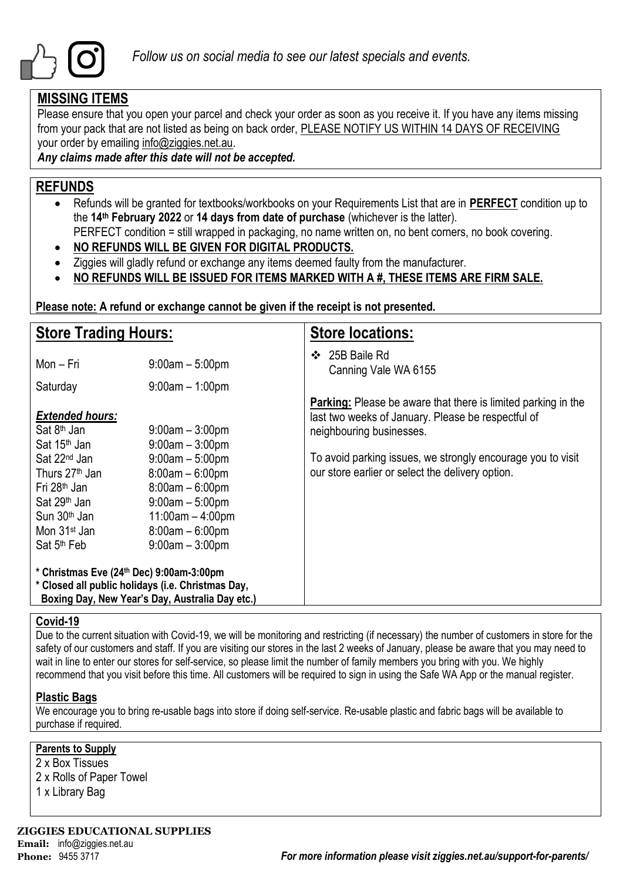*Follow us on social media to see our latest specials and events.*

## MISSING ITEMS

Please ensure that you open your parcel and check your order as soon as you receive it. If you have any items missing from your pack that are not listed as being on back order, PLEASE NOTIFY US WITHIN 14 DAYS OF RECEIVING your order by emailing info@ziggies.net.au.

***Any claims made after this date will not be accepted.***

## REFUNDS

- Refunds will be granted for textbooks/workbooks on your Requirements List that are in **PERFECT** condition up to the **14th February 2022** or **14 days from date of purchase** (whichever is the latter).
  PERFECT condition = still wrapped in packaging, no name written on, no bent corners, no book covering.
- **NO REFUNDS WILL BE GIVEN FOR DIGITAL PRODUCTS.**
- Ziggies will gladly refund or exchange any items deemed faulty from the manufacturer.
- **NO REFUNDS WILL BE ISSUED FOR ITEMS MARKED WITH A #, THESE ITEMS ARE FIRM SALE.**

**Please note: A refund or exchange cannot be given if the receipt is not presented.**

## Store Trading Hours:

| | |
|---|---|
| Mon – Fri | 9:00am – 5:00pm |
| Saturday | 9:00am – 1:00pm |

***Extended hours:***

| | |
|---|---|
| Sat 8th Jan | 9:00am – 3:00pm |
| Sat 15th Jan | 9:00am – 3:00pm |
| Sat 22nd Jan | 9:00am – 5:00pm |
| Thurs 27th Jan | 8:00am – 6:00pm |
| Fri 28th Jan | 8:00am – 6:00pm |
| Sat 29th Jan | 9:00am – 5:00pm |
| Sun 30th Jan | 11:00am – 4:00pm |
| Mon 31st Jan | 8:00am – 6:00pm |
| Sat 5th Feb | 9:00am – 3:00pm |

**\* Christmas Eve (24th Dec) 9:00am-3:00pm**
**\* Closed all public holidays (i.e. Christmas Day, Boxing Day, New Year's Day, Australia Day etc.)**

## Store locations:

- 25B Baile Rd
  Canning Vale WA 6155

**Parking:** Please be aware that there is limited parking in the last two weeks of January. Please be respectful of neighbouring businesses.

To avoid parking issues, we strongly encourage you to visit our store earlier or select the delivery option.

### Covid-19

Due to the current situation with Covid-19, we will be monitoring and restricting (if necessary) the number of customers in store for the safety of our customers and staff. If you are visiting our stores in the last 2 weeks of January, please be aware that you may need to wait in line to enter our stores for self-service, so please limit the number of family members you bring with you. We highly recommend that you visit before this time. All customers will be required to sign in using the Safe WA App or the manual register.

### Plastic Bags

We encourage you to bring re-usable bags into store if doing self-service. Re-usable plastic and fabric bags will be available to purchase if required.

### Parents to Supply

2 x Box Tissues
2 x Rolls of Paper Towel
1 x Library Bag

**ZIGGIES EDUCATIONAL SUPPLIES**
**Email:** info@ziggies.net.au
**Phone:** 9455 3717

***For more information please visit ziggies.net.au/support-for-parents/***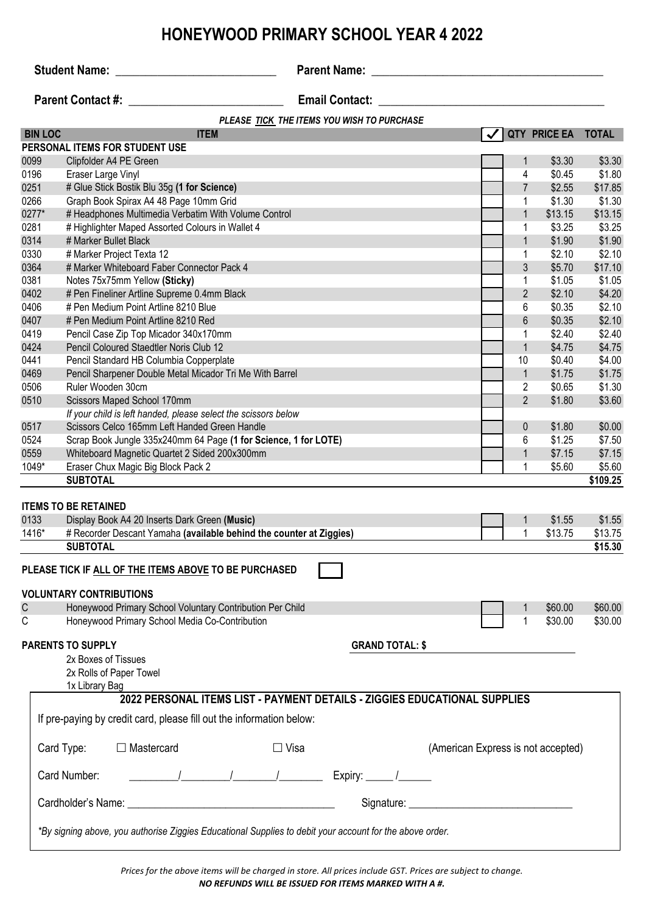# HONEYWOOD PRIMARY SCHOOL YEAR 4 2022

**Student Name:** ___________________________ **Parent Name:** ______________________________________

**Parent Contact #:** __________________________ **Email Contact:** ____________________________________

***PLEASE TICK THE ITEMS YOU WISH TO PURCHASE***

| BIN LOC | ITEM | ✓ | QTY | PRICE EA | TOTAL |
|---|---|---|---|---|---|
| **PERSONAL ITEMS FOR STUDENT USE** | | | | | |
| 0099 | Clipfolder A4 PE Green | | 1 | $3.30 | $3.30 |
| 0196 | Eraser Large Vinyl | | 4 | $0.45 | $1.80 |
| 0251 | # Glue Stick Bostik Blu 35g **(1 for Science)** | | 7 | $2.55 | $17.85 |
| 0266 | Graph Book Spirax A4 48 Page 10mm Grid | | 1 | $1.30 | $1.30 |
| 0277* | # Headphones Multimedia Verbatim With Volume Control | | 1 | $13.15 | $13.15 |
| 0281 | # Highlighter Maped Assorted Colours in Wallet 4 | | 1 | $3.25 | $3.25 |
| 0314 | # Marker Bullet Black | | 1 | $1.90 | $1.90 |
| 0330 | # Marker Project Texta 12 | | 1 | $2.10 | $2.10 |
| 0364 | # Marker Whiteboard Faber Connector Pack 4 | | 3 | $5.70 | $17.10 |
| 0381 | Notes 75x75mm Yellow **(Sticky)** | | 1 | $1.05 | $1.05 |
| 0402 | # Pen Fineliner Artline Supreme 0.4mm Black | | 2 | $2.10 | $4.20 |
| 0406 | # Pen Medium Point Artline 8210 Blue | | 6 | $0.35 | $2.10 |
| 0407 | # Pen Medium Point Artline 8210 Red | | 6 | $0.35 | $2.10 |
| 0419 | Pencil Case Zip Top Micador 340x170mm | | 1 | $2.40 | $2.40 |
| 0424 | Pencil Coloured Staedtler Noris Club 12 | | 1 | $4.75 | $4.75 |
| 0441 | Pencil Standard HB Columbia Copperplate | | 10 | $0.40 | $4.00 |
| 0469 | Pencil Sharpener Double Metal Micador Tri Me With Barrel | | 1 | $1.75 | $1.75 |
| 0506 | Ruler Wooden 30cm | | 2 | $0.65 | $1.30 |
| 0510 | Scissors Maped School 170mm | | 2 | $1.80 | $3.60 |
| | *If your child is left handed, please select the scissors below* | | | | |
| 0517 | Scissors Celco 165mm Left Handed Green Handle | | 0 | $1.80 | $0.00 |
| 0524 | Scrap Book Jungle 335x240mm 64 Page **(1 for Science, 1 for LOTE)** | | 6 | $1.25 | $7.50 |
| 0559 | Whiteboard Magnetic Quartet 2 Sided 200x300mm | | 1 | $7.15 | $7.15 |
| 1049* | Eraser Chux Magic Big Block Pack 2 | | 1 | $5.60 | $5.60 |
| | **SUBTOTAL** | | | | **$109.25** |
| **ITEMS TO BE RETAINED** | | | | | |
| 0133 | Display Book A4 20 Inserts Dark Green **(Music)** | | 1 | $1.55 | $1.55 |
| 1416* | # Recorder Descant Yamaha **(available behind the counter at Ziggies)** | | 1 | $13.75 | $13.75 |
| | **SUBTOTAL** | | | | **$15.30** |

**PLEASE TICK IF ALL OF THE ITEMS ABOVE TO BE PURCHASED** ☐

**VOLUNTARY CONTRIBUTIONS**

| | | | | | |
|---|---|---|---|---|---|
| C | Honeywood Primary School Voluntary Contribution Per Child | | 1 | $60.00 | $60.00 |
| C | Honeywood Primary School Media Co-Contribution | | 1 | $30.00 | $30.00 |

**PARENTS TO SUPPLY** **GRAND TOTAL: $** ____________

- 2x Boxes of Tissues
- 2x Rolls of Paper Towel
- 1x Library Bag

## 2022 PERSONAL ITEMS LIST - PAYMENT DETAILS - ZIGGIES EDUCATIONAL SUPPLIES

If pre-paying by credit card, please fill out the information below:

Card Type: ☐ Mastercard ☐ Visa (American Express is not accepted)

Card Number: _________/_________/________/________ Expiry: _____ /______

Cardholder's Name: ______________________________________ Signature: ______________________________

*\*By signing above, you authorise Ziggies Educational Supplies to debit your account for the above order.*

*Prices for the above items will be charged in store. All prices include GST. Prices are subject to change.*

***NO REFUNDS WILL BE ISSUED FOR ITEMS MARKED WITH A #.***